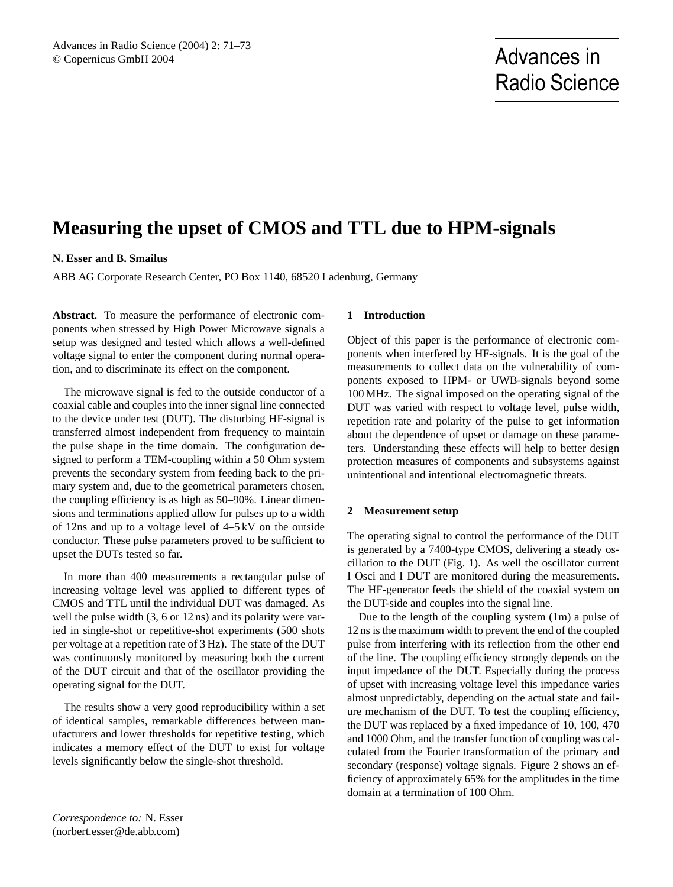# Measuring the upset of CMOS and TTL due to HPM-signals

**N. Esser and B. Smailus**

ABB AG Corporate Research Center, PO Box 1140, 68520 Ladenburg, Germany

**Abstract.** To measure the performance of electronic components when stressed by High Power Microwave signals a setup was designed and tested which allows a well-defined voltage signal to enter the component during normal operation, and to discriminate its effect on the component.

The microwave signal is fed to the outside conductor of a coaxial cable and couples into the inner signal line connected to the device under test (DUT). The disturbing HF-signal is transferred almost independent from frequency to maintain the pulse shape in the time domain. The configuration designed to perform a TEM-coupling within a 50 Ohm system prevents the secondary system from feeding back to the primary system and, due to the geometrical parameters chosen, the coupling efficiency is as high as 50–90%. Linear dimensions and terminations applied allow for pulses up to a width of 12ns and up to a voltage level of 4–5 kV on the outside conductor. These pulse parameters proved to be sufficient to upset the DUTs tested so far.

In more than 400 measurements a rectangular pulse of increasing voltage level was applied to different types of CMOS and TTL until the individual DUT was damaged. As well the pulse width (3, 6 or 12 ns) and its polarity were varied in single-shot or repetitive-shot experiments (500 shots per voltage at a repetition rate of 3 Hz). The state of the DUT was continuously monitored by measuring both the current of the DUT circuit and that of the oscillator providing the operating signal for the DUT.

The results show a very good reproducibility within a set of identical samples, remarkable differences between manufacturers and lower thresholds for repetitive testing, which indicates a memory effect of the DUT to exist for voltage levels significantly below the single-shot threshold.

## 1 Introduction

Object of this paper is the performance of electronic components when interfered by HF-signals. It is the goal of the measurements to collect data on the vulnerability of components exposed to HPM- or UWB-signals beyond some 100 MHz. The signal imposed on the operating signal of the DUT was varied with respect to voltage level, pulse width, repetition rate and polarity of the pulse to get information about the dependence of upset or damage on these parameters. Understanding these effects will help to better design protection measures of components and subsystems against unintentional and intentional electromagnetic threats.

## 2 Measurement setup

The operating signal to control the performance of the DUT is generated by a 7400-type CMOS, delivering a steady oscillation to the DUT (Fig. 1). As well the oscillator current I_Osci and I_DUT are monitored during the measurements. The HF-generator feeds the shield of the coaxial system on the DUT-side and couples into the signal line.

Due to the length of the coupling system (1m) a pulse of 12 ns is the maximum width to prevent the end of the coupled pulse from interfering with its reflection from the other end of the line. The coupling efficiency strongly depends on the input impedance of the DUT. Especially during the process of upset with increasing voltage level this impedance varies almost unpredictably, depending on the actual state and failure mechanism of the DUT. To test the coupling efficiency, the DUT was replaced by a fixed impedance of 10, 100, 470 and 1000 Ohm, and the transfer function of coupling was calculated from the Fourier transformation of the primary and secondary (response) voltage signals. Figure 2 shows an efficiency of approximately 65% for the amplitudes in the time domain at a termination of 100 Ohm.

*Correspondence to:* N. Esser
(norbert.esser@de.abb.com)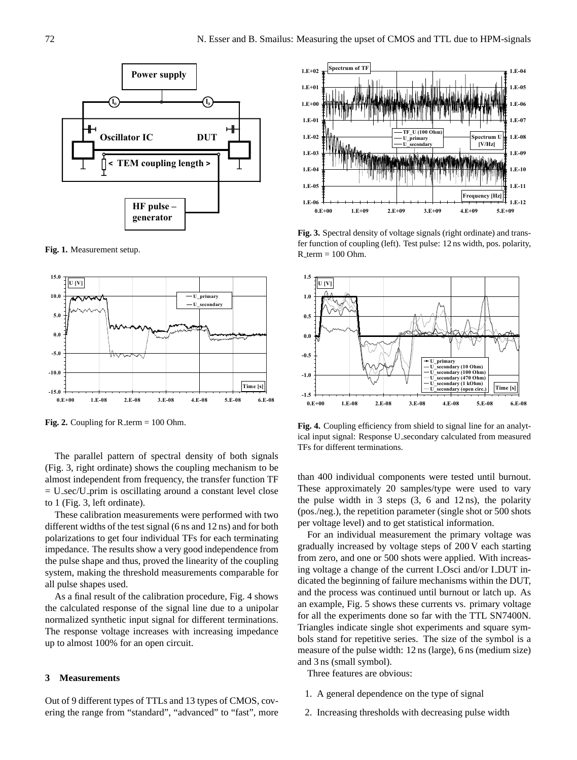Fig. 1. Measurement setup.

Fig. 2. Coupling for R_term = 100 Ohm.

The parallel pattern of spectral density of both signals (Fig. 3, right ordinate) shows the coupling mechanism to be almost independent from frequency, the transfer function TF = U_sec/U_prim is oscillating around a constant level close to 1 (Fig. 3, left ordinate).

These calibration measurements were performed with two different widths of the test signal (6 ns and 12 ns) and for both polarizations to get four individual TFs for each terminating impedance. The results show a very good independence from the pulse shape and thus, proved the linearity of the coupling system, making the threshold measurements comparable for all pulse shapes used.

As a final result of the calibration procedure, Fig. 4 shows the calculated response of the signal line due to a unipolar normalized synthetic input signal for different terminations. The response voltage increases with increasing impedance up to almost 100% for an open circuit.

Fig. 3. Spectral density of voltage signals (right ordinate) and transfer function of coupling (left). Test pulse: 12 ns width, pos. polarity, R_term = 100 Ohm.

Fig. 4. Coupling efficiency from shield to signal line for an analytical input signal: Response U_secondary calculated from measured TFs for different terminations.

## 3 Measurements

Out of 9 different types of TTLs and 13 types of CMOS, covering the range from "standard", "advanced" to "fast", more than 400 individual components were tested until burnout. These approximately 20 samples/type were used to vary the pulse width in 3 steps (3, 6 and 12 ns), the polarity (pos./neg.), the repetition parameter (single shot or 500 shots per voltage level) and to get statistical information.

For an individual measurement the primary voltage was gradually increased by voltage steps of 200 V each starting from zero, and one or 500 shots were applied. With increasing voltage a change of the current I_Osci and/or I_DUT indicated the beginning of failure mechanisms within the DUT, and the process was continued until burnout or latch up. As an example, Fig. 5 shows these currents vs. primary voltage for all the experiments done so far with the TTL SN7400N. Triangles indicate single shot experiments and square symbols stand for repetitive series. The size of the symbol is a measure of the pulse width: 12 ns (large), 6 ns (medium size) and 3 ns (small symbol).

Three features are obvious:

1. A general dependence on the type of signal
2. Increasing thresholds with decreasing pulse width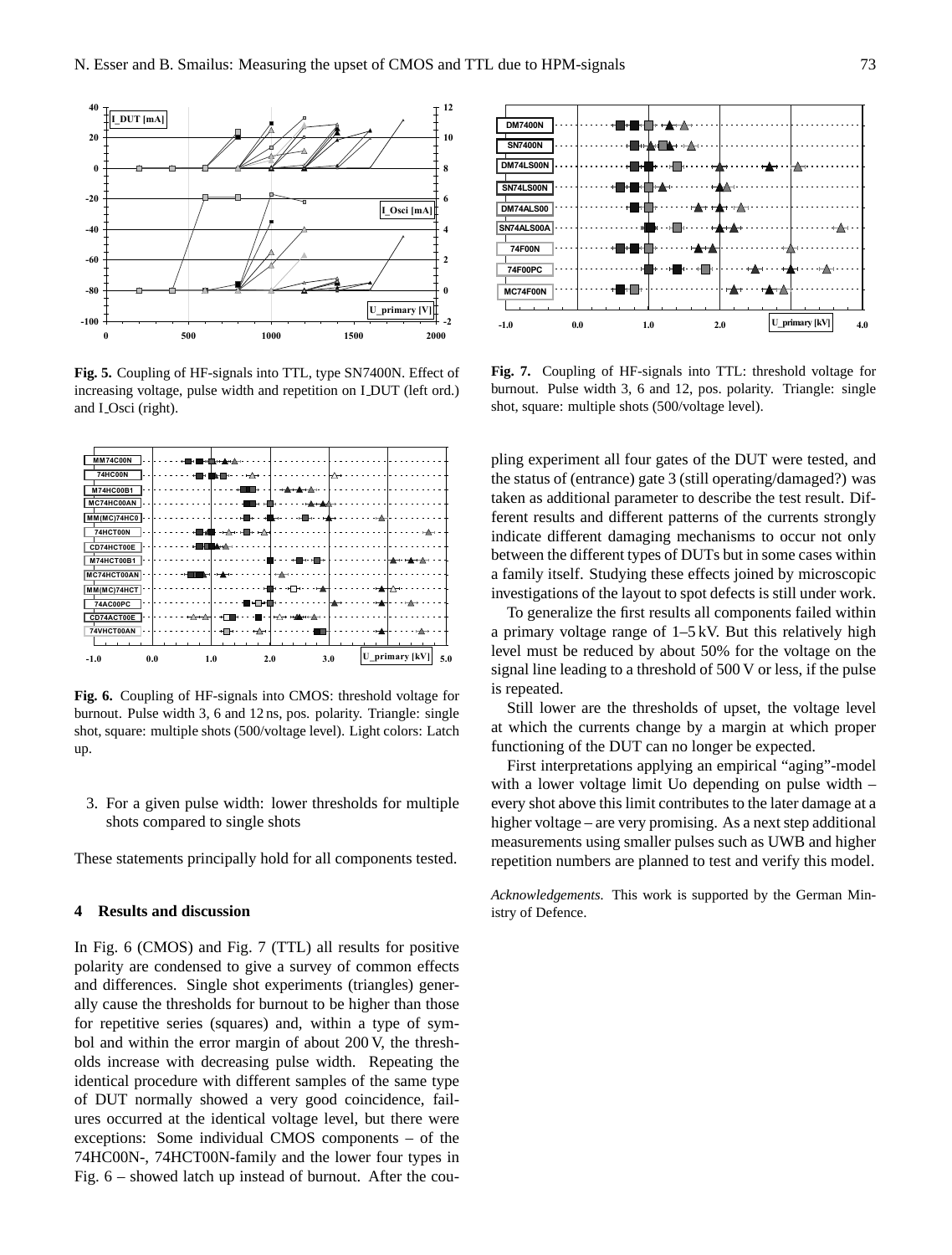40
I_DUT [mA]
20
0
-20
-40
-60
-80
-100
0 500 1000 1500 2000
12
10
8
6
I_Osci [mA]
4
2
0
-2
U_primary [V]

**Fig. 5.** Coupling of HF-signals into TTL, type SN7400N. Effect of increasing voltage, pulse width and repetition on I_DUT (left ord.) and I_Osci (right).

MM74C00N
74HC00N
M74HC00B1
MC74HC00AN
MM(MC)74HC0
74HCT00N
CD74HCT00E
M74HCT00B1
MC74HCT00AN
MM(MC)74HCT
74AC00PC
CD74ACT00E
74VHCT00AN
-1.0 0.0 1.0 2.0 3.0 U_primary [kV] 5.0

**Fig. 6.** Coupling of HF-signals into CMOS: threshold voltage for burnout. Pulse width 3, 6 and 12 ns, pos. polarity. Triangle: single shot, square: multiple shots (500/voltage level). Light colors: Latch up.

3. For a given pulse width: lower thresholds for multiple shots compared to single shots

These statements principally hold for all components tested.

## 4 Results and discussion

In Fig. 6 (CMOS) and Fig. 7 (TTL) all results for positive polarity are condensed to give a survey of common effects and differences. Single shot experiments (triangles) generally cause the thresholds for burnout to be higher than those for repetitive series (squares) and, within a type of symbol and within the error margin of about 200 V, the thresholds increase with decreasing pulse width. Repeating the identical procedure with different samples of the same type of DUT normally showed a very good coincidence, failures occurred at the identical voltage level, but there were exceptions: Some individual CMOS components – of the 74HC00N-, 74HCT00N-family and the lower four types in Fig. 6 – showed latch up instead of burnout. After the coupling experiment all four gates of the DUT were tested, and the status of (entrance) gate 3 (still operating/damaged?) was taken as additional parameter to describe the test result. Different results and different patterns of the currents strongly indicate different damaging mechanisms to occur not only between the different types of DUTs but in some cases within a family itself. Studying these effects joined by microscopic investigations of the layout to spot defects is still under work.

DM7400N
SN7400N
DM74LS00N
SN74LS00N
DM74ALS00
SN74ALS00A
74F00N
74F00PC
MC74F00N
-1.0 0.0 1.0 2.0 U_primary [kV] 4.0

**Fig. 7.** Coupling of HF-signals into TTL: threshold voltage for burnout. Pulse width 3, 6 and 12, pos. polarity. Triangle: single shot, square: multiple shots (500/voltage level).

To generalize the first results all components failed within a primary voltage range of 1–5 kV. But this relatively high level must be reduced by about 50% for the voltage on the signal line leading to a threshold of 500 V or less, if the pulse is repeated.

Still lower are the thresholds of upset, the voltage level at which the currents change by a margin at which proper functioning of the DUT can no longer be expected.

First interpretations applying an empirical "aging"-model with a lower voltage limit Uo depending on pulse width – every shot above this limit contributes to the later damage at a higher voltage – are very promising. As a next step additional measurements using smaller pulses such as UWB and higher repetition numbers are planned to test and verify this model.

*Acknowledgements.* This work is supported by the German Ministry of Defence.